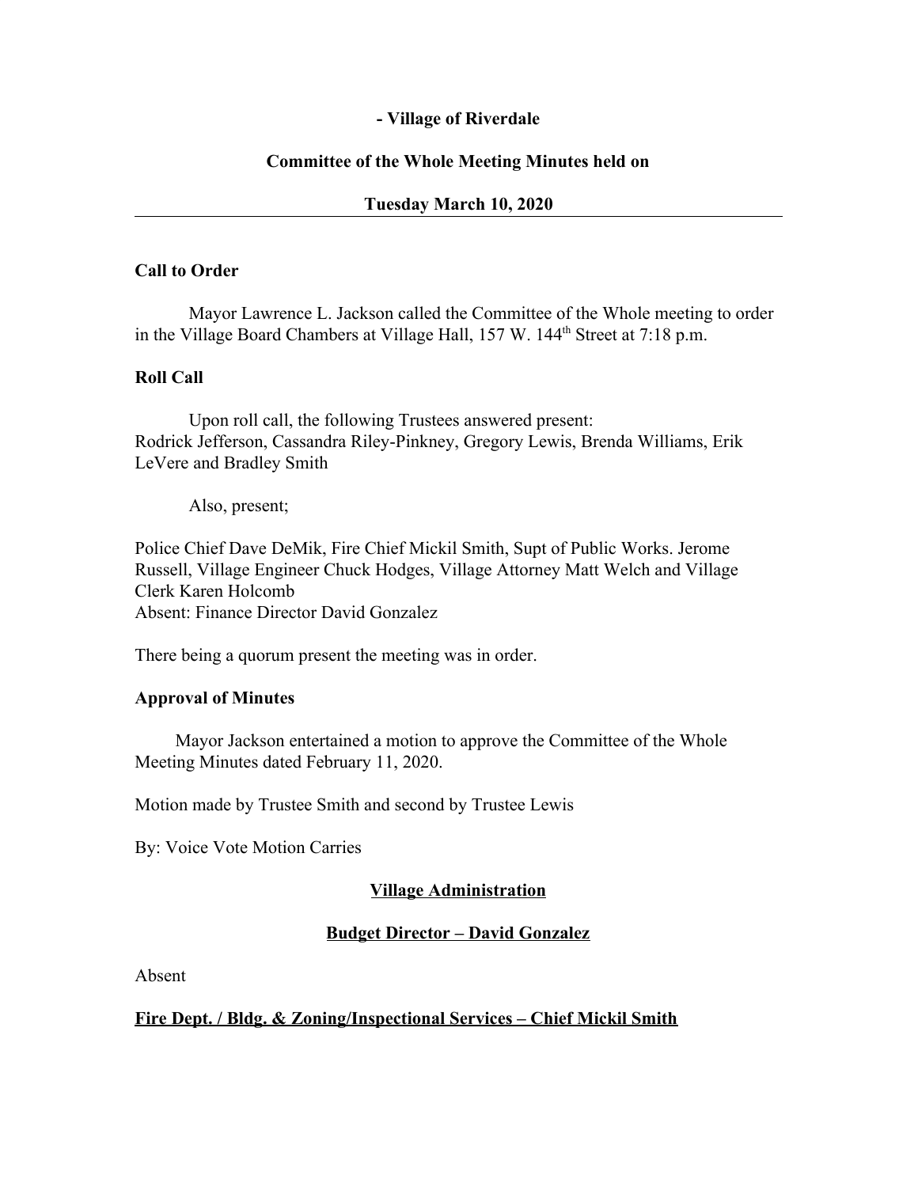**- Village of Riverdale**

**Committee of the Whole Meeting Minutes held on**

**Tuesday March 10, 2020**

---

**Call to Order**

Mayor Lawrence L. Jackson called the Committee of the Whole meeting to order in the Village Board Chambers at Village Hall, 157 W. 144th Street at 7:18 p.m.

**Roll Call**

Upon roll call, the following Trustees answered present: Rodrick Jefferson, Cassandra Riley-Pinkney, Gregory Lewis, Brenda Williams, Erik LeVere and Bradley Smith

Also, present;

Police Chief Dave DeMik, Fire Chief Mickil Smith, Supt of Public Works. Jerome Russell, Village Engineer Chuck Hodges, Village Attorney Matt Welch and Village Clerk Karen Holcomb
Absent: Finance Director David Gonzalez

There being a quorum present the meeting was in order.

**Approval of Minutes**

Mayor Jackson entertained a motion to approve the Committee of the Whole Meeting Minutes dated February 11, 2020.

Motion made by Trustee Smith and second by Trustee Lewis

By: Voice Vote Motion Carries

**Village Administration**

**Budget Director – David Gonzalez**

Absent

**Fire Dept. / Bldg. & Zoning/Inspectional Services – Chief Mickil Smith**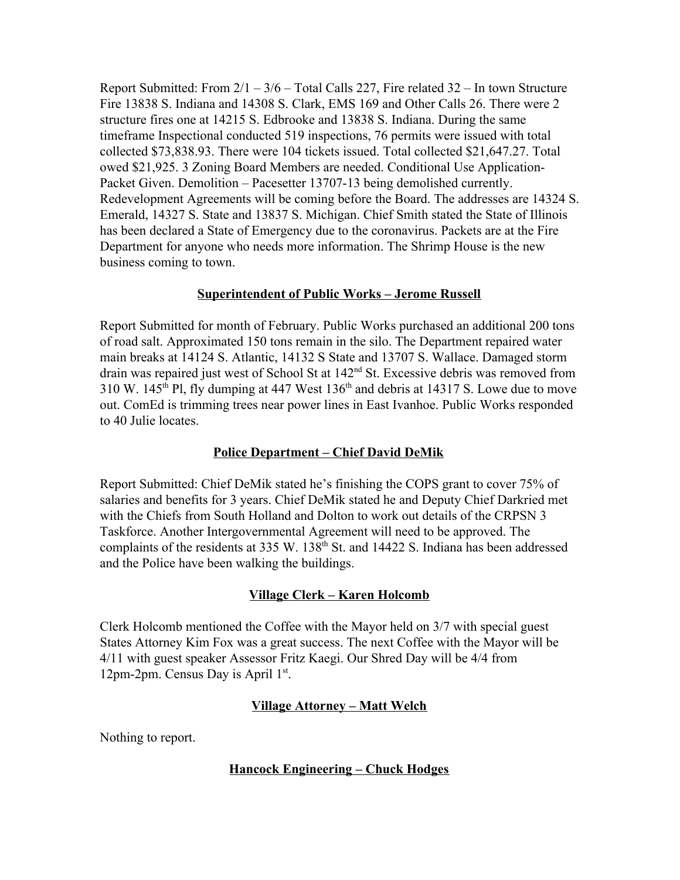Report Submitted: From 2/1 – 3/6 – Total Calls 227, Fire related 32 – In town Structure Fire 13838 S. Indiana and 14308 S. Clark, EMS 169 and Other Calls 26. There were 2 structure fires one at 14215 S. Edbrooke and 13838 S. Indiana. During the same timeframe Inspectional conducted 519 inspections, 76 permits were issued with total collected $73,838.93. There were 104 tickets issued. Total collected $21,647.27. Total owed $21,925. 3 Zoning Board Members are needed. Conditional Use Application-Packet Given. Demolition – Pacesetter 13707-13 being demolished currently. Redevelopment Agreements will be coming before the Board. The addresses are 14324 S. Emerald, 14327 S. State and 13837 S. Michigan. Chief Smith stated the State of Illinois has been declared a State of Emergency due to the coronavirus. Packets are at the Fire Department for anyone who needs more information. The Shrimp House is the new business coming to town.

## Superintendent of Public Works – Jerome Russell

Report Submitted for month of February. Public Works purchased an additional 200 tons of road salt. Approximated 150 tons remain in the silo. The Department repaired water main breaks at 14124 S. Atlantic, 14132 S State and 13707 S. Wallace. Damaged storm drain was repaired just west of School St at 142nd St. Excessive debris was removed from 310 W. 145th Pl, fly dumping at 447 West 136th and debris at 14317 S. Lowe due to move out. ComEd is trimming trees near power lines in East Ivanhoe. Public Works responded to 40 Julie locates.

## Police Department – Chief David DeMik

Report Submitted: Chief DeMik stated he's finishing the COPS grant to cover 75% of salaries and benefits for 3 years. Chief DeMik stated he and Deputy Chief Darkried met with the Chiefs from South Holland and Dolton to work out details of the CRPSN 3 Taskforce. Another Intergovernmental Agreement will need to be approved. The complaints of the residents at 335 W. 138th St. and 14422 S. Indiana has been addressed and the Police have been walking the buildings.

## Village Clerk – Karen Holcomb

Clerk Holcomb mentioned the Coffee with the Mayor held on 3/7 with special guest States Attorney Kim Fox was a great success. The next Coffee with the Mayor will be 4/11 with guest speaker Assessor Fritz Kaegi. Our Shred Day will be 4/4 from 12pm-2pm. Census Day is April 1st.

## Village Attorney – Matt Welch

Nothing to report.

## Hancock Engineering – Chuck Hodges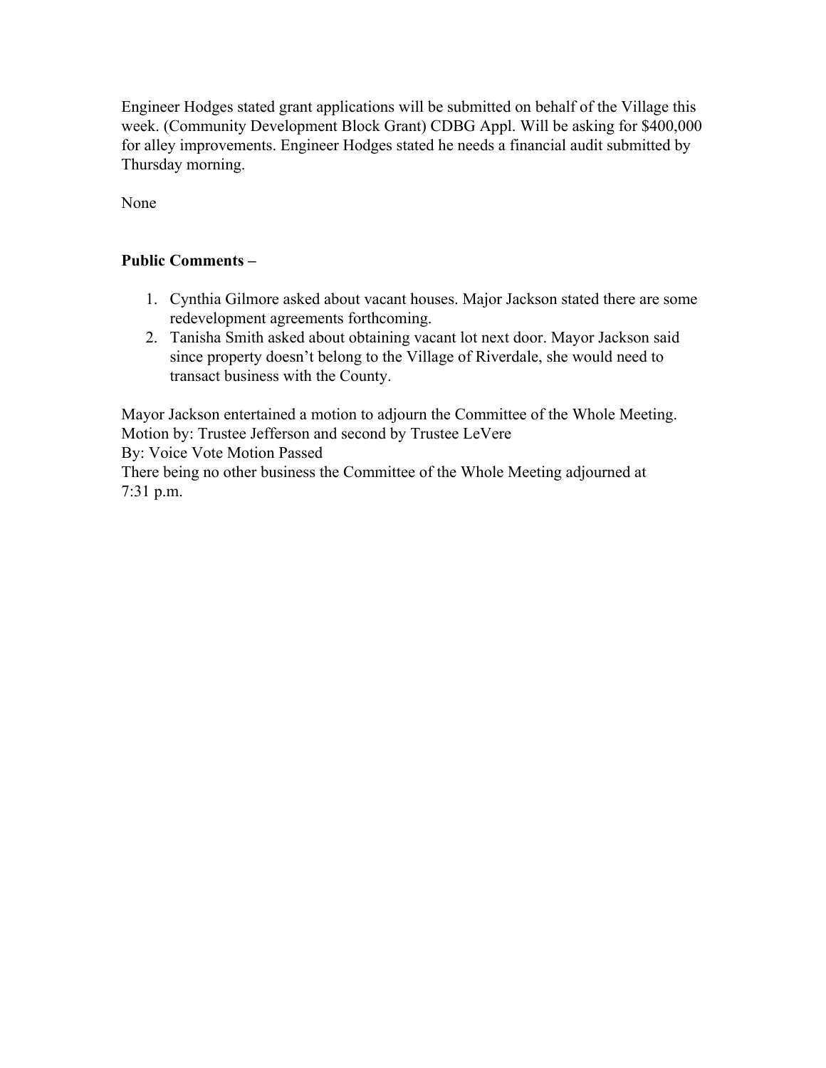Engineer Hodges stated grant applications will be submitted on behalf of the Village this week. (Community Development Block Grant) CDBG Appl. Will be asking for $400,000 for alley improvements. Engineer Hodges stated he needs a financial audit submitted by Thursday morning.

None

**Public Comments –**

1. Cynthia Gilmore asked about vacant houses. Major Jackson stated there are some redevelopment agreements forthcoming.
2. Tanisha Smith asked about obtaining vacant lot next door. Mayor Jackson said since property doesn't belong to the Village of Riverdale, she would need to transact business with the County.

Mayor Jackson entertained a motion to adjourn the Committee of the Whole Meeting.
Motion by: Trustee Jefferson and second by Trustee LeVere
By: Voice Vote Motion Passed
There being no other business the Committee of the Whole Meeting adjourned at 7:31 p.m.